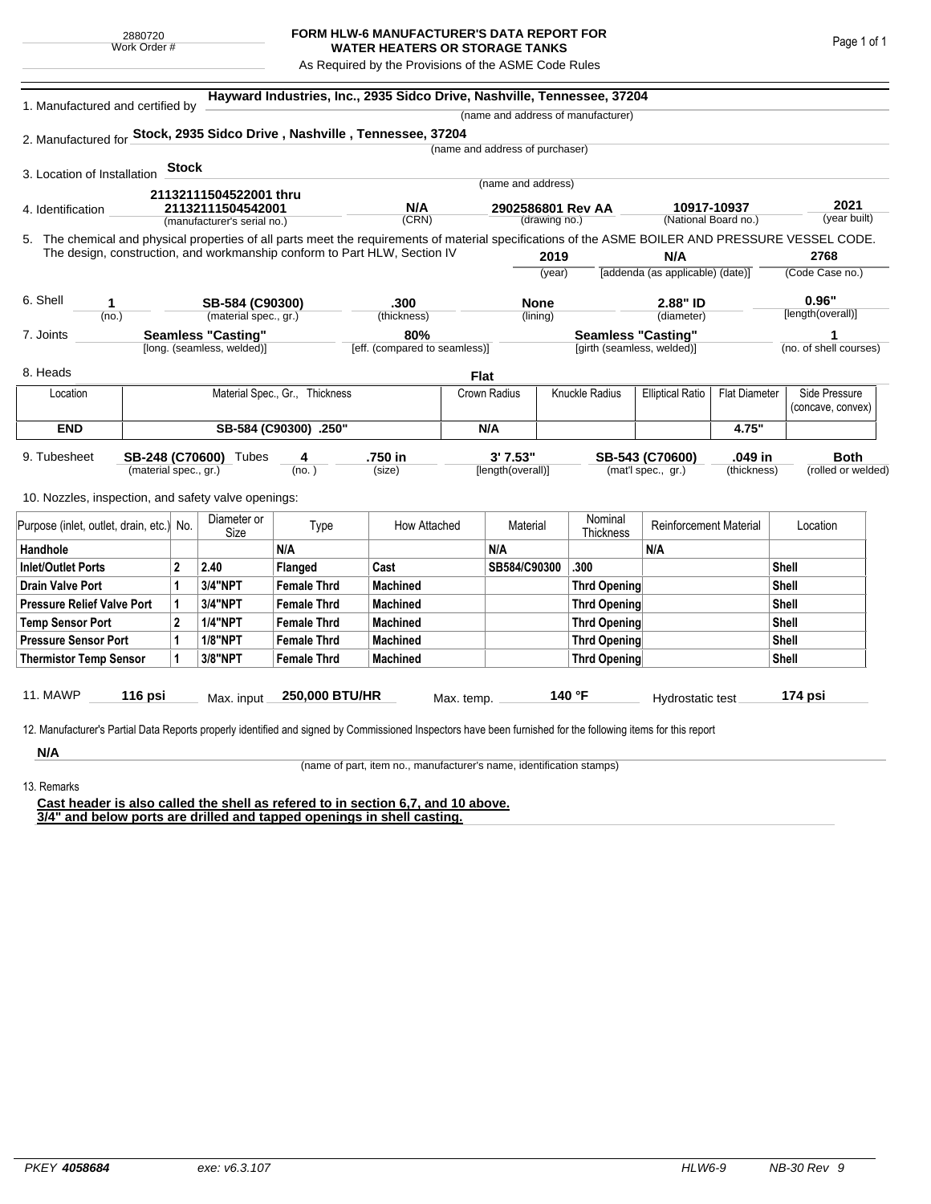2880720
Work Order #

# FORM HLW-6 MANUFACTURER'S DATA REPORT FOR WATER HEATERS OR STORAGE TANKS

As Required by the Provisions of the ASME Code Rules

1. Manufactured and certified by **Hayward Industries, Inc., 2935 Sidco Drive, Nashville, Tennessee, 37204**
(name and address of manufacturer)

2. Manufactured for **Stock, 2935 Sidco Drive , Nashville , Tennessee, 37204**
(name and address of purchaser)

3. Location of Installation **Stock**
(name and address)

4. Identification **21132111504522001 thru 21132111504542001** (manufacturer's serial no.) **N/A** (CRN) **2902586801 Rev AA** (drawing no.) **10917-10937** (National Board no.) **2021** (year built)

5. The chemical and physical properties of all parts meet the requirements of material specifications of the ASME BOILER AND PRESSURE VESSEL CODE. The design, construction, and workmanship conform to Part HLW, Section IV **2019** (year) **N/A** [addenda (as applicable) (date)] **2768** (Code Case no.)

6. Shell **1** (no.) **SB-584 (C90300)** (material spec., gr.) **.300** (thickness) **None** (lining) **2.88" ID** (diameter) **0.96"** [length(overall)]

7. Joints **Seamless "Casting"** [long. (seamless, welded)] **80%** [eff. (compared to seamless)] **Seamless "Casting"** [girth (seamless, welded)] **1** (no. of shell courses)

8. Heads **Flat**

| Location | Material Spec., Gr., Thickness | Crown Radius | Knuckle Radius | Elliptical Ratio | Flat Diameter | Side Pressure (concave, convex) |
|---|---|---|---|---|---|---|
| **END** | **SB-584 (C90300) .250"** | **N/A** | | | **4.75"** | |

9. Tubesheet **SB-248 (C70600)** (material spec., gr.) Tubes **4** (no.) **.750 in** (size) **3' 7.53"** [length(overall)] **SB-543 (C70600)** (mat'l spec., gr.) **.049 in** (thickness) **Both** (rolled or welded)

10. Nozzles, inspection, and safety valve openings:

| Purpose (inlet, outlet, drain, etc.) | No. | Diameter or Size | Type | How Attached | Material | Nominal Thickness | Reinforcement Material | Location |
|---|---|---|---|---|---|---|---|---|
| **Handhole** | | | **N/A** | | **N/A** | | **N/A** | |
| **Inlet/Outlet Ports** | **2** | **2.40** | **Flanged** | **Cast** | **SB584/C90300** | **.300** | | **Shell** |
| **Drain Valve Port** | **1** | **3/4"NPT** | **Female Thrd** | **Machined** | | **Thrd Opening** | | **Shell** |
| **Pressure Relief Valve Port** | **1** | **3/4"NPT** | **Female Thrd** | **Machined** | | **Thrd Opening** | | **Shell** |
| **Temp Sensor Port** | **2** | **1/4"NPT** | **Female Thrd** | **Machined** | | **Thrd Opening** | | **Shell** |
| **Pressure Sensor Port** | **1** | **1/8"NPT** | **Female Thrd** | **Machined** | | **Thrd Opening** | | **Shell** |
| **Thermistor Temp Sensor** | **1** | **3/8"NPT** | **Female Thrd** | **Machined** | | **Thrd Opening** | | **Shell** |

11. MAWP **116 psi** Max. input **250,000 BTU/HR** Max. temp. **140 °F** Hydrostatic test **174 psi**

12. Manufacturer's Partial Data Reports properly identified and signed by Commissioned Inspectors have been furnished for the following items for this report

**N/A**
(name of part, item no., manufacturer's name, identification stamps)

13. Remarks

**Cast header is also called the shell as refered to in section 6,7, and 10 above.**
**3/4" and below ports are drilled and tapped openings in shell casting.**

*PKEY* ***4058684*** *exe: v6.3.107* *HLW6-9* *NB-30 Rev 9*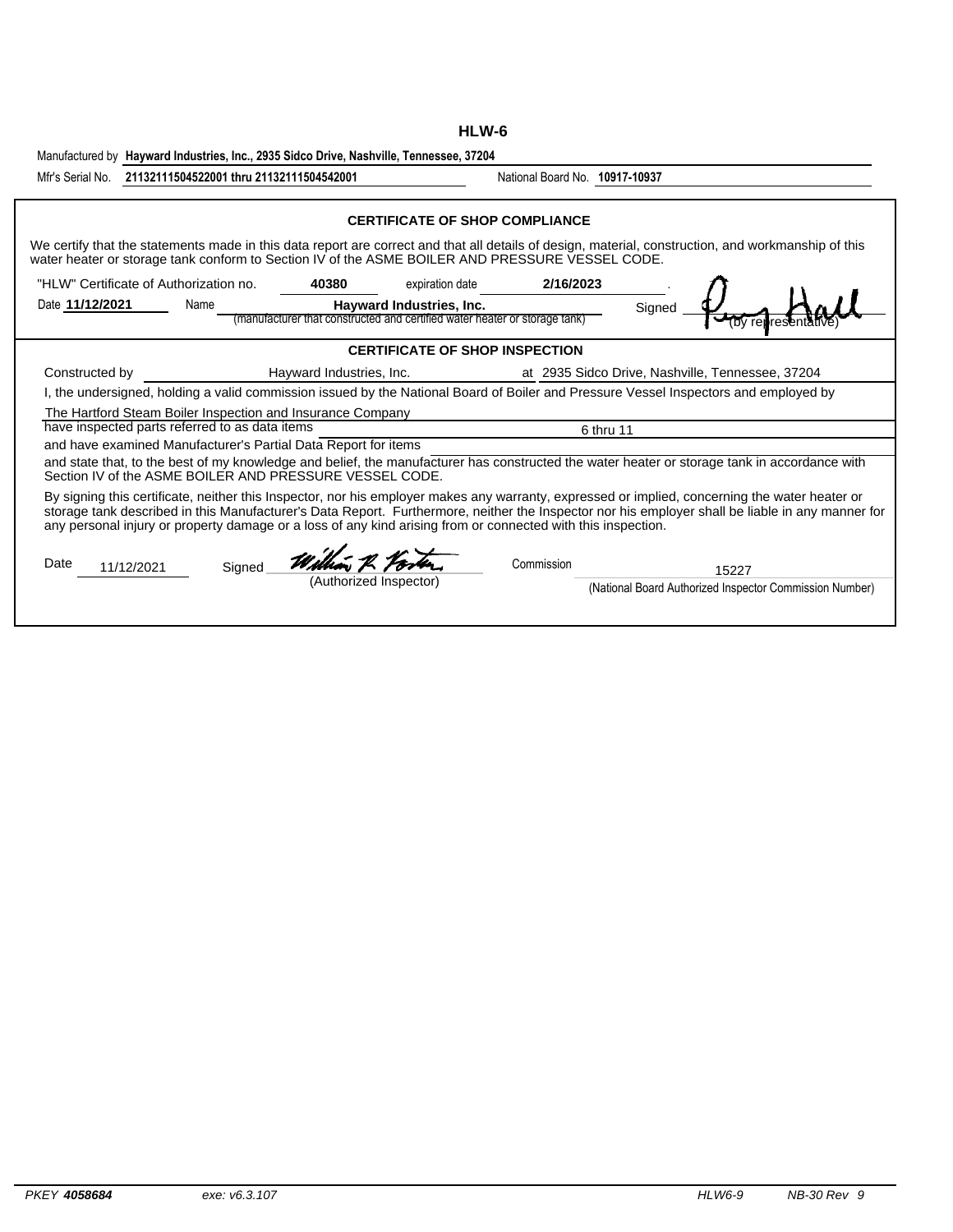# HLW-6

Manufactured by **Hayward Industries, Inc., 2935 Sidco Drive, Nashville, Tennessee, 37204**

Mfr's Serial No. **21132111504522001 thru 21132111504542001** National Board No. **10917-10937**

## CERTIFICATE OF SHOP COMPLIANCE

We certify that the statements made in this data report are correct and that all details of design, material, construction, and workmanship of this water heater or storage tank conform to Section IV of the ASME BOILER AND PRESSURE VESSEL CODE.

"HLW" Certificate of Authorization no. **40380** expiration date **2/16/2023**.

Date **11/12/2021** Name **Hayward Industries, Inc.** (manufacturer that constructed and certified water heater or storage tank) Signed Perry Hall (by representative)

## CERTIFICATE OF SHOP INSPECTION

Constructed by Hayward Industries, Inc. at 2935 Sidco Drive, Nashville, Tennessee, 37204

I, the undersigned, holding a valid commission issued by the National Board of Boiler and Pressure Vessel Inspectors and employed by The Hartford Steam Boiler Inspection and Insurance Company

have inspected parts referred to as data items 6 thru 11

and have examined Manufacturer's Partial Data Report for items

and state that, to the best of my knowledge and belief, the manufacturer has constructed the water heater or storage tank in accordance with Section IV of the ASME BOILER AND PRESSURE VESSEL CODE.

By signing this certificate, neither this Inspector, nor his employer makes any warranty, expressed or implied, concerning the water heater or storage tank described in this Manufacturer's Data Report. Furthermore, neither the Inspector nor his employer shall be liable in any manner for any personal injury or property damage or a loss of any kind arising from or connected with this inspection.

Date 11/12/2021 Signed William R. Foster (Authorized Inspector) Commission 15227 (National Board Authorized Inspector Commission Number)

*PKEY 4058684* *exe: v6.3.107* *HLW6-9* *NB-30 Rev 9*